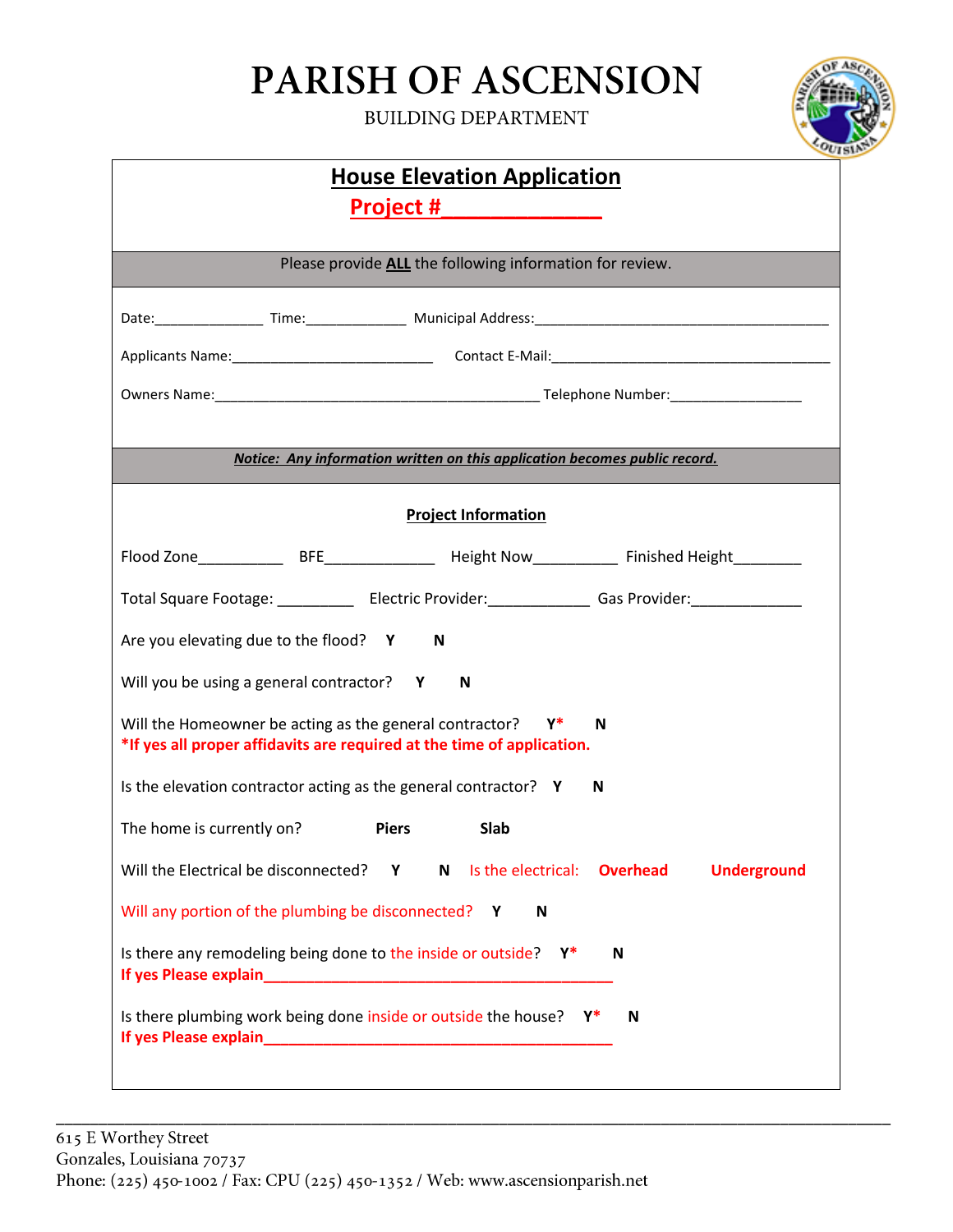# PARISH OF ASCENSION

BUILDING DEPARTMENT

## House Elevation Application

**Project #______________**

Please provide **ALL** the following information for review.

Date:______________ Time:_____________ Municipal Address:______________________________________

Applicants Name:__________________________ Contact E-Mail:_____________________________________

Owners Name:__________________________________________ Telephone Number:_________________

***Notice: Any information written on this application becomes public record.***

**Project Information**

Flood Zone__________ BFE_____________ Height Now__________ Finished Height________

Total Square Footage: _________ Electric Provider:____________ Gas Provider:_____________

Are you elevating due to the flood? **Y** **N**

Will you be using a general contractor? **Y** **N**

Will the Homeowner be acting as the general contractor? **Y*** **N**
**\*If yes all proper affidavits are required at the time of application.**

Is the elevation contractor acting as the general contractor? **Y** **N**

The home is currently on? **Piers** **Slab**

Will the Electrical be disconnected? **Y** **N** Is the electrical: **Overhead** **Underground**

Will any portion of the plumbing be disconnected? **Y** **N**

Is there any remodeling being done to the inside or outside? **Y*** **N**
**If yes Please explain___________________________________________**

Is there plumbing work being done inside or outside the house? **Y*** **N**
**If yes Please explain___________________________________________**

615 E Worthey Street
Gonzales, Louisiana 70737
Phone: (225) 450-1002 / Fax: CPU (225) 450-1352 / Web: www.ascensionparish.net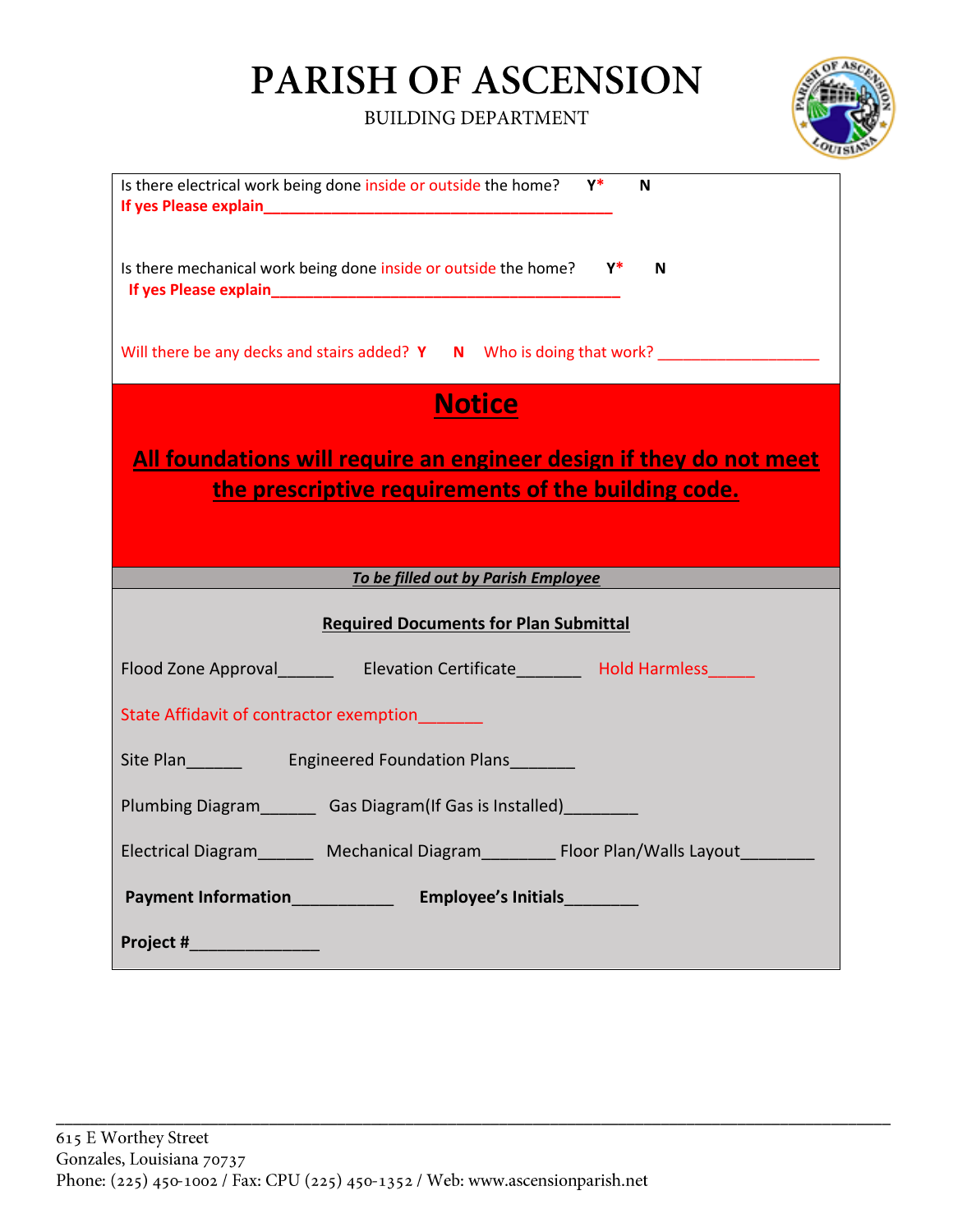# PARISH OF ASCENSION

BUILDING DEPARTMENT

Is there electrical work being done inside or outside the home? **Y*** **N**

**If yes Please explain**_______________________________________________

Is there mechanical work being done inside or outside the home? **Y*** **N**

**If yes Please explain**_______________________________________________

Will there be any decks and stairs added? **Y** **N** Who is doing that work? ___________________

## Notice

**All foundations will require an engineer design if they do not meet the prescriptive requirements of the building code.**

***To be filled out by Parish Employee***

**Required Documents for Plan Submittal**

Flood Zone Approval______ Elevation Certificate_______ Hold Harmless_____

State Affidavit of contractor exemption_______

Site Plan______ Engineered Foundation Plans_______

Plumbing Diagram______ Gas Diagram(If Gas is Installed)________

Electrical Diagram______ Mechanical Diagram________ Floor Plan/Walls Layout________

**Payment Information**___________ **Employee's Initials**________

**Project #**______________

615 E Worthey Street
Gonzales, Louisiana 70737
Phone: (225) 450-1002 / Fax: CPU (225) 450-1352 / Web: www.ascensionparish.net